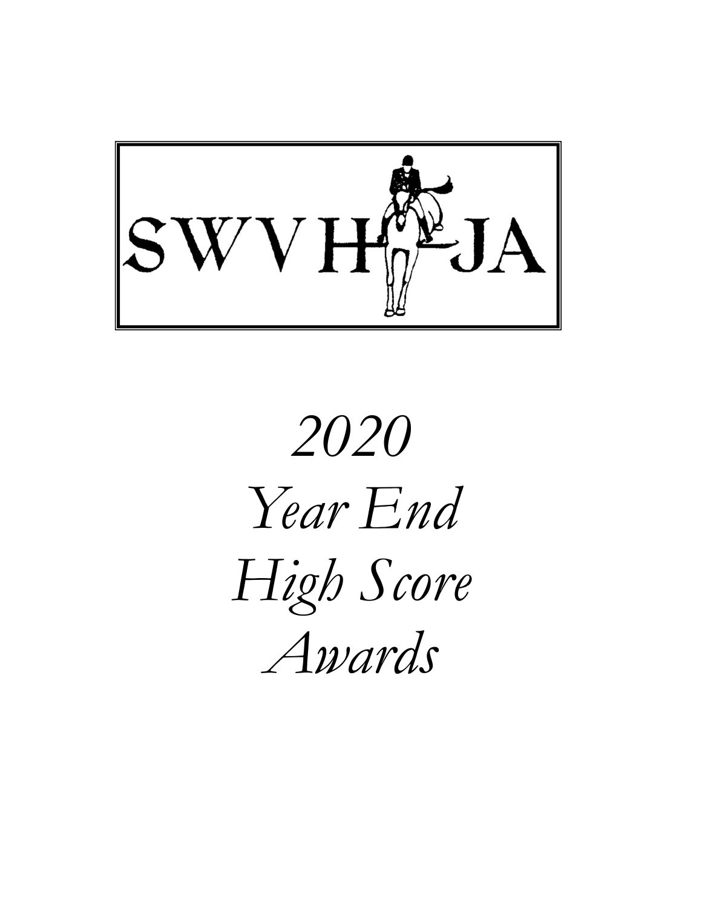SWVHJA

# *2020 Year End High Score Awards*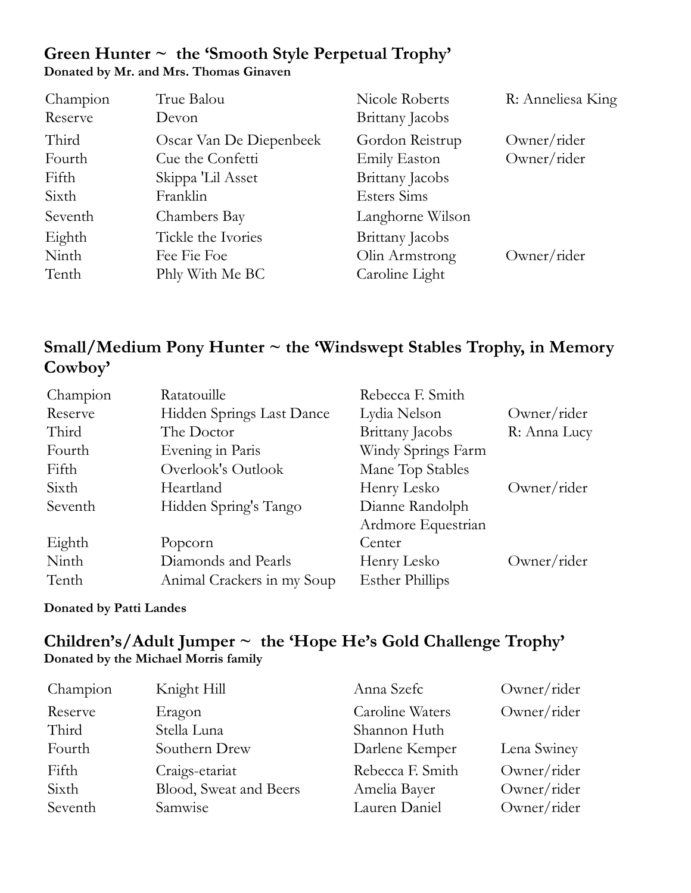## Green Hunter ~ the 'Smooth Style Perpetual Trophy'

**Donated by Mr. and Mrs. Thomas Ginaven**

| | | | |
|---|---|---|---|
| Champion | True Balou | Nicole Roberts | R: Anneliesa King |
| Reserve | Devon | Brittany Jacobs | |
| Third | Oscar Van De Diepenbeek | Gordon Reistrup | Owner/rider |
| Fourth | Cue the Confetti | Emily Easton | Owner/rider |
| Fifth | Skippa 'Lil Asset | Brittany Jacobs | |
| Sixth | Franklin | Esters Sims | |
| Seventh | Chambers Bay | Langhorne Wilson | |
| Eighth | Tickle the Ivories | Brittany Jacobs | |
| Ninth | Fee Fie Foe | Olin Armstrong | Owner/rider |
| Tenth | Phly With Me BC | Caroline Light | |

## Small/Medium Pony Hunter ~ the 'Windswept Stables Trophy, in Memory Cowboy'

| | | | |
|---|---|---|---|
| Champion | Ratatouille | Rebecca F. Smith | |
| Reserve | Hidden Springs Last Dance | Lydia Nelson | Owner/rider |
| Third | The Doctor | Brittany Jacobs | R: Anna Lucy |
| Fourth | Evening in Paris | Windy Springs Farm | |
| Fifth | Overlook's Outlook | Mane Top Stables | |
| Sixth | Heartland | Henry Lesko | Owner/rider |
| Seventh | Hidden Spring's Tango | Dianne Randolph | |
| Eighth | Popcorn | Ardmore Equestrian Center | |
| Ninth | Diamonds and Pearls | Henry Lesko | Owner/rider |
| Tenth | Animal Crackers in my Soup | Esther Phillips | |

**Donated by Patti Landes**

## Children's/Adult Jumper ~ the 'Hope He's Gold Challenge Trophy'

**Donated by the Michael Morris family**

| | | | |
|---|---|---|---|
| Champion | Knight Hill | Anna Szefc | Owner/rider |
| Reserve | Eragon | Caroline Waters | Owner/rider |
| Third | Stella Luna | Shannon Huth | |
| Fourth | Southern Drew | Darlene Kemper | Lena Swiney |
| Fifth | Craigs-etariat | Rebecca F. Smith | Owner/rider |
| Sixth | Blood, Sweat and Beers | Amelia Bayer | Owner/rider |
| Seventh | Samwise | Lauren Daniel | Owner/rider |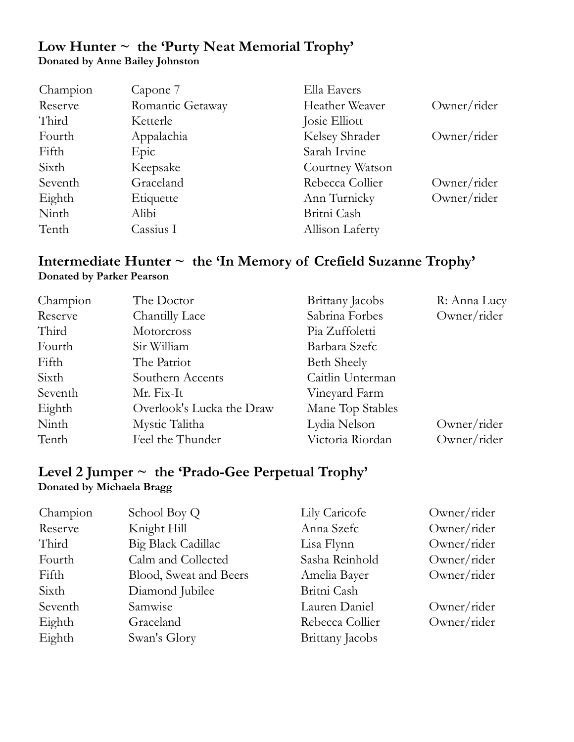## Low Hunter ~ the 'Purty Neat Memorial Trophy'

**Donated by Anne Bailey Johnston**

| | | | |
|---|---|---|---|
| Champion | Capone 7 | Ella Eavers | |
| Reserve | Romantic Getaway | Heather Weaver | Owner/rider |
| Third | Ketterle | Josie Elliott | |
| Fourth | Appalachia | Kelsey Shrader | Owner/rider |
| Fifth | Epic | Sarah Irvine | |
| Sixth | Keepsake | Courtney Watson | |
| Seventh | Graceland | Rebecca Collier | Owner/rider |
| Eighth | Etiquette | Ann Turnicky | Owner/rider |
| Ninth | Alibi | Britni Cash | |
| Tenth | Cassius I | Allison Laferty | |

## Intermediate Hunter ~ the 'In Memory of Crefield Suzanne Trophy'

**Donated by Parker Pearson**

| | | | |
|---|---|---|---|
| Champion | The Doctor | Brittany Jacobs | R: Anna Lucy |
| Reserve | Chantilly Lace | Sabrina Forbes | Owner/rider |
| Third | Motorcross | Pia Zuffoletti | |
| Fourth | Sir William | Barbara Szefc | |
| Fifth | The Patriot | Beth Sheely | |
| Sixth | Southern Accents | Caitlin Unterman | |
| Seventh | Mr. Fix-It | Vineyard Farm | |
| Eighth | Overlook's Lucka the Draw | Mane Top Stables | |
| Ninth | Mystic Talitha | Lydia Nelson | Owner/rider |
| Tenth | Feel the Thunder | Victoria Riordan | Owner/rider |

## Level 2 Jumper ~ the 'Prado-Gee Perpetual Trophy'

**Donated by Michaela Bragg**

| | | | |
|---|---|---|---|
| Champion | School Boy Q | Lily Caricofe | Owner/rider |
| Reserve | Knight Hill | Anna Szefc | Owner/rider |
| Third | Big Black Cadillac | Lisa Flynn | Owner/rider |
| Fourth | Calm and Collected | Sasha Reinhold | Owner/rider |
| Fifth | Blood, Sweat and Beers | Amelia Bayer | Owner/rider |
| Sixth | Diamond Jubilee | Britni Cash | |
| Seventh | Samwise | Lauren Daniel | Owner/rider |
| Eighth | Graceland | Rebecca Collier | Owner/rider |
| Eighth | Swan's Glory | Brittany Jacobs | |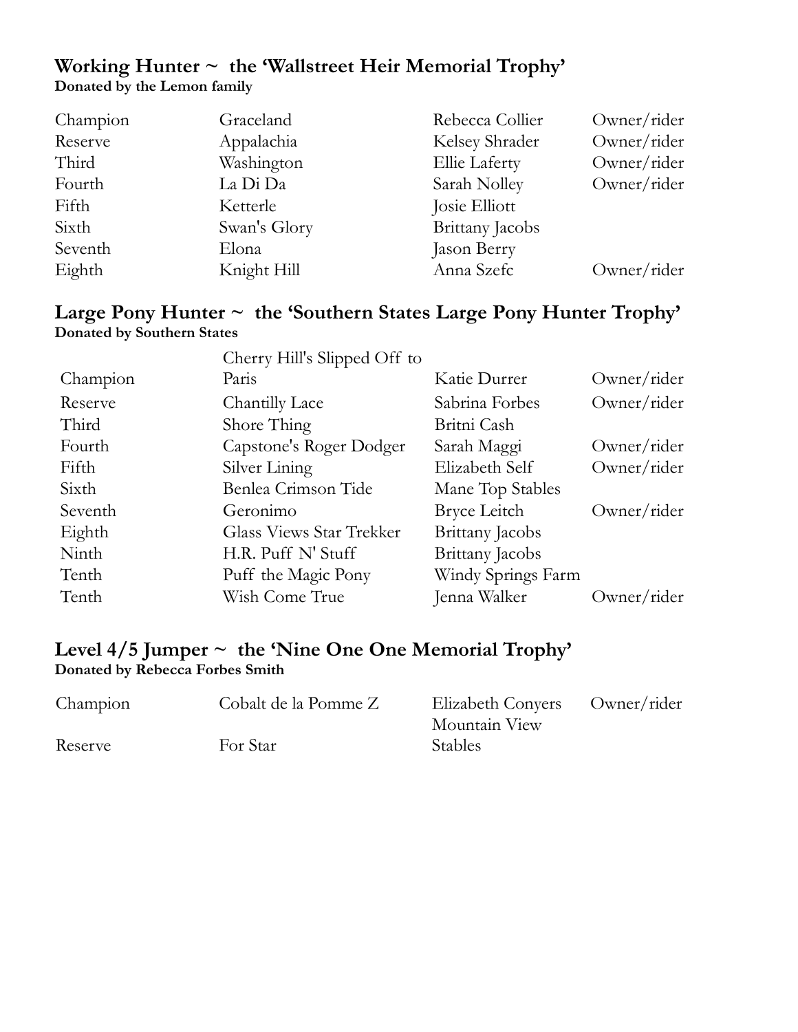### Working Hunter ~ the 'Wallstreet Heir Memorial Trophy'

**Donated by the Lemon family**

| | | | |
|---|---|---|---|
| Champion | Graceland | Rebecca Collier | Owner/rider |
| Reserve | Appalachia | Kelsey Shrader | Owner/rider |
| Third | Washington | Ellie Laferty | Owner/rider |
| Fourth | La Di Da | Sarah Nolley | Owner/rider |
| Fifth | Ketterle | Josie Elliott | |
| Sixth | Swan's Glory | Brittany Jacobs | |
| Seventh | Elona | Jason Berry | |
| Eighth | Knight Hill | Anna Szefc | Owner/rider |

### Large Pony Hunter ~ the 'Southern States Large Pony Hunter Trophy'

**Donated by Southern States**

| | | | |
|---|---|---|---|
| Champion | Cherry Hill's Slipped Off to Paris | Katie Durrer | Owner/rider |
| Reserve | Chantilly Lace | Sabrina Forbes | Owner/rider |
| Third | Shore Thing | Britni Cash | |
| Fourth | Capstone's Roger Dodger | Sarah Maggi | Owner/rider |
| Fifth | Silver Lining | Elizabeth Self | Owner/rider |
| Sixth | Benlea Crimson Tide | Mane Top Stables | |
| Seventh | Geronimo | Bryce Leitch | Owner/rider |
| Eighth | Glass Views Star Trekker | Brittany Jacobs | |
| Ninth | H.R. Puff N' Stuff | Brittany Jacobs | |
| Tenth | Puff the Magic Pony | Windy Springs Farm | |
| Tenth | Wish Come True | Jenna Walker | Owner/rider |

### Level 4/5 Jumper ~ the 'Nine One One Memorial Trophy'

**Donated by Rebecca Forbes Smith**

| | | | |
|---|---|---|---|
| Champion | Cobalt de la Pomme Z | Elizabeth Conyers | Owner/rider |
| Reserve | For Star | Mountain View Stables | |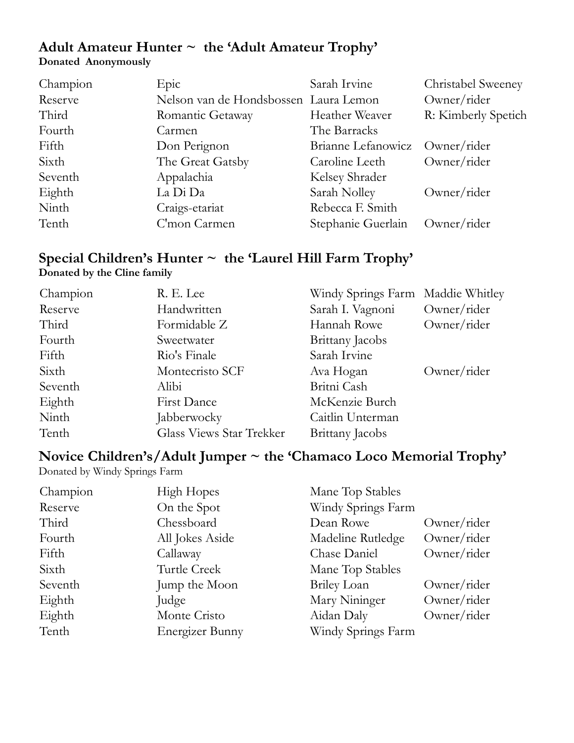## Adult Amateur Hunter ~ the 'Adult Amateur Trophy'

**Donated Anonymously**

| | | | |
|---|---|---|---|
| Champion | Epic | Sarah Irvine | Christabel Sweeney |
| Reserve | Nelson van de Hondsbossen | Laura Lemon | Owner/rider |
| Third | Romantic Getaway | Heather Weaver | R: Kimberly Spetich |
| Fourth | Carmen | The Barracks | |
| Fifth | Don Perignon | Brianne Lefanowicz | Owner/rider |
| Sixth | The Great Gatsby | Caroline Leeth | Owner/rider |
| Seventh | Appalachia | Kelsey Shrader | |
| Eighth | La Di Da | Sarah Nolley | Owner/rider |
| Ninth | Craigs-etariat | Rebecca F. Smith | |
| Tenth | C'mon Carmen | Stephanie Guerlain | Owner/rider |

## Special Children's Hunter ~ the 'Laurel Hill Farm Trophy'

**Donated by the Cline family**

| | | | |
|---|---|---|---|
| Champion | R. E. Lee | Windy Springs Farm | Maddie Whitley |
| Reserve | Handwritten | Sarah I. Vagnoni | Owner/rider |
| Third | Formidable Z | Hannah Rowe | Owner/rider |
| Fourth | Sweetwater | Brittany Jacobs | |
| Fifth | Rio's Finale | Sarah Irvine | |
| Sixth | Montecristo SCF | Ava Hogan | Owner/rider |
| Seventh | Alibi | Britni Cash | |
| Eighth | First Dance | McKenzie Burch | |
| Ninth | Jabberwocky | Caitlin Unterman | |
| Tenth | Glass Views Star Trekker | Brittany Jacobs | |

## Novice Children's/Adult Jumper ~ the 'Chamaco Loco Memorial Trophy'

Donated by Windy Springs Farm

| | | | |
|---|---|---|---|
| Champion | High Hopes | Mane Top Stables | |
| Reserve | On the Spot | Windy Springs Farm | |
| Third | Chessboard | Dean Rowe | Owner/rider |
| Fourth | All Jokes Aside | Madeline Rutledge | Owner/rider |
| Fifth | Callaway | Chase Daniel | Owner/rider |
| Sixth | Turtle Creek | Mane Top Stables | |
| Seventh | Jump the Moon | Briley Loan | Owner/rider |
| Eighth | Judge | Mary Nininger | Owner/rider |
| Eighth | Monte Cristo | Aidan Daly | Owner/rider |
| Tenth | Energizer Bunny | Windy Springs Farm | |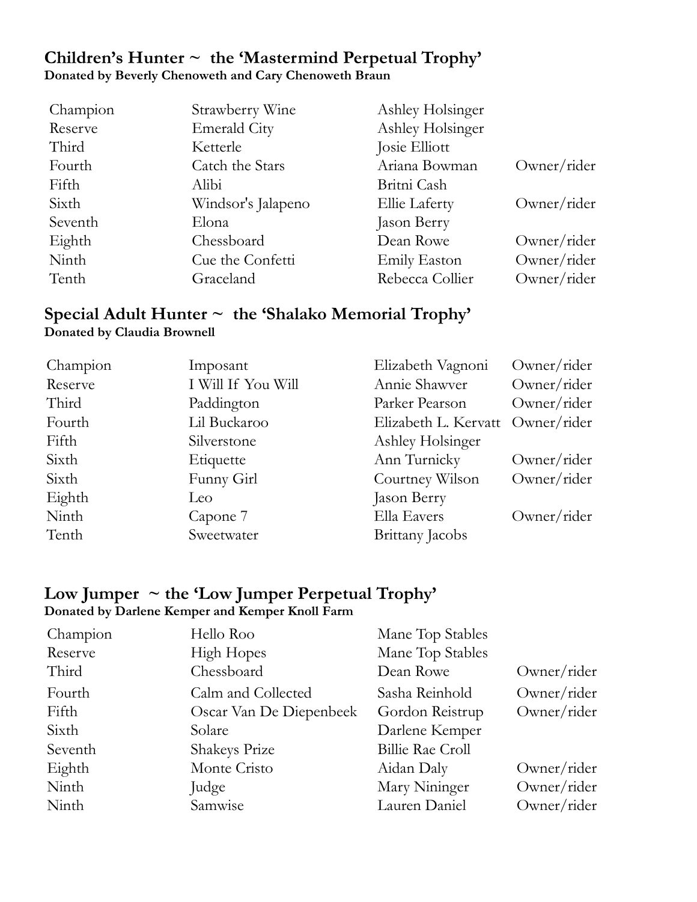## Children's Hunter ~ the 'Mastermind Perpetual Trophy'

**Donated by Beverly Chenoweth and Cary Chenoweth Braun**

| | | | |
|---|---|---|---|
| Champion | Strawberry Wine | Ashley Holsinger | |
| Reserve | Emerald City | Ashley Holsinger | |
| Third | Ketterle | Josie Elliott | |
| Fourth | Catch the Stars | Ariana Bowman | Owner/rider |
| Fifth | Alibi | Britni Cash | |
| Sixth | Windsor's Jalapeno | Ellie Laferty | Owner/rider |
| Seventh | Elona | Jason Berry | |
| Eighth | Chessboard | Dean Rowe | Owner/rider |
| Ninth | Cue the Confetti | Emily Easton | Owner/rider |
| Tenth | Graceland | Rebecca Collier | Owner/rider |

## Special Adult Hunter ~ the 'Shalako Memorial Trophy'

**Donated by Claudia Brownell**

| | | | |
|---|---|---|---|
| Champion | Imposant | Elizabeth Vagnoni | Owner/rider |
| Reserve | I Will If You Will | Annie Shawver | Owner/rider |
| Third | Paddington | Parker Pearson | Owner/rider |
| Fourth | Lil Buckaroo | Elizabeth L. Kervatt | Owner/rider |
| Fifth | Silverstone | Ashley Holsinger | |
| Sixth | Etiquette | Ann Turnicky | Owner/rider |
| Sixth | Funny Girl | Courtney Wilson | Owner/rider |
| Eighth | Leo | Jason Berry | |
| Ninth | Capone 7 | Ella Eavers | Owner/rider |
| Tenth | Sweetwater | Brittany Jacobs | |

## Low Jumper ~ the 'Low Jumper Perpetual Trophy'

**Donated by Darlene Kemper and Kemper Knoll Farm**

| | | | |
|---|---|---|---|
| Champion | Hello Roo | Mane Top Stables | |
| Reserve | High Hopes | Mane Top Stables | |
| Third | Chessboard | Dean Rowe | Owner/rider |
| Fourth | Calm and Collected | Sasha Reinhold | Owner/rider |
| Fifth | Oscar Van De Diepenbeek | Gordon Reistrup | Owner/rider |
| Sixth | Solare | Darlene Kemper | |
| Seventh | Shakeys Prize | Billie Rae Croll | |
| Eighth | Monte Cristo | Aidan Daly | Owner/rider |
| Ninth | Judge | Mary Nininger | Owner/rider |
| Ninth | Samwise | Lauren Daniel | Owner/rider |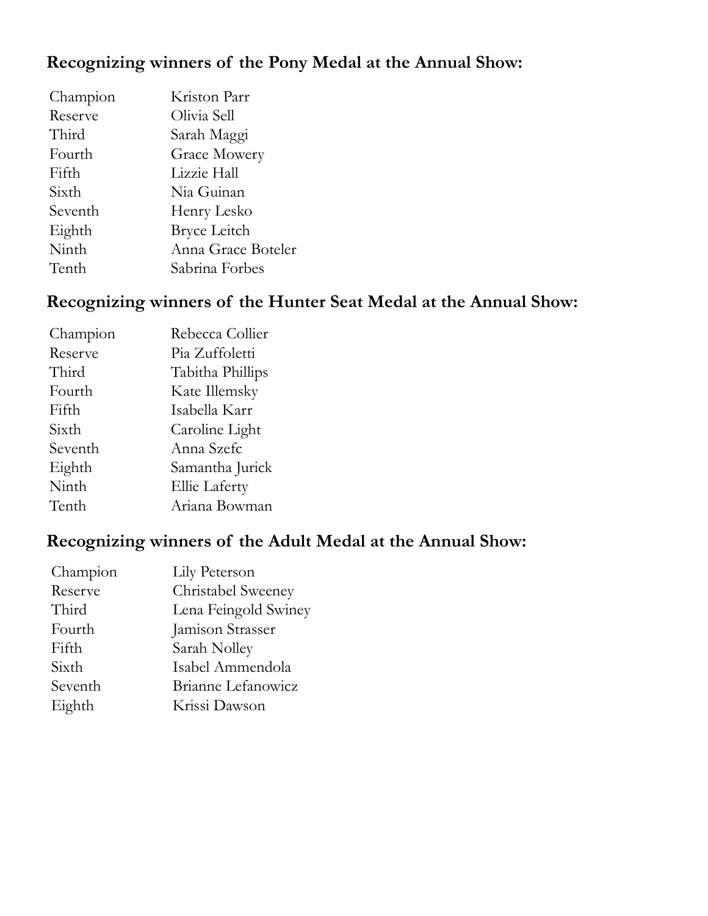## Recognizing winners of the Pony Medal at the Annual Show:

| | |
|---|---|
| Champion | Kriston Parr |
| Reserve | Olivia Sell |
| Third | Sarah Maggi |
| Fourth | Grace Mowery |
| Fifth | Lizzie Hall |
| Sixth | Nia Guinan |
| Seventh | Henry Lesko |
| Eighth | Bryce Leitch |
| Ninth | Anna Grace Boteler |
| Tenth | Sabrina Forbes |

## Recognizing winners of the Hunter Seat Medal at the Annual Show:

| | |
|---|---|
| Champion | Rebecca Collier |
| Reserve | Pia Zuffoletti |
| Third | Tabitha Phillips |
| Fourth | Kate Illemsky |
| Fifth | Isabella Karr |
| Sixth | Caroline Light |
| Seventh | Anna Szefc |
| Eighth | Samantha Jurick |
| Ninth | Ellie Laferty |
| Tenth | Ariana Bowman |

## Recognizing winners of the Adult Medal at the Annual Show:

| | |
|---|---|
| Champion | Lily Peterson |
| Reserve | Christabel Sweeney |
| Third | Lena Feingold Swiney |
| Fourth | Jamison Strasser |
| Fifth | Sarah Nolley |
| Sixth | Isabel Ammendola |
| Seventh | Brianne Lefanowicz |
| Eighth | Krissi Dawson |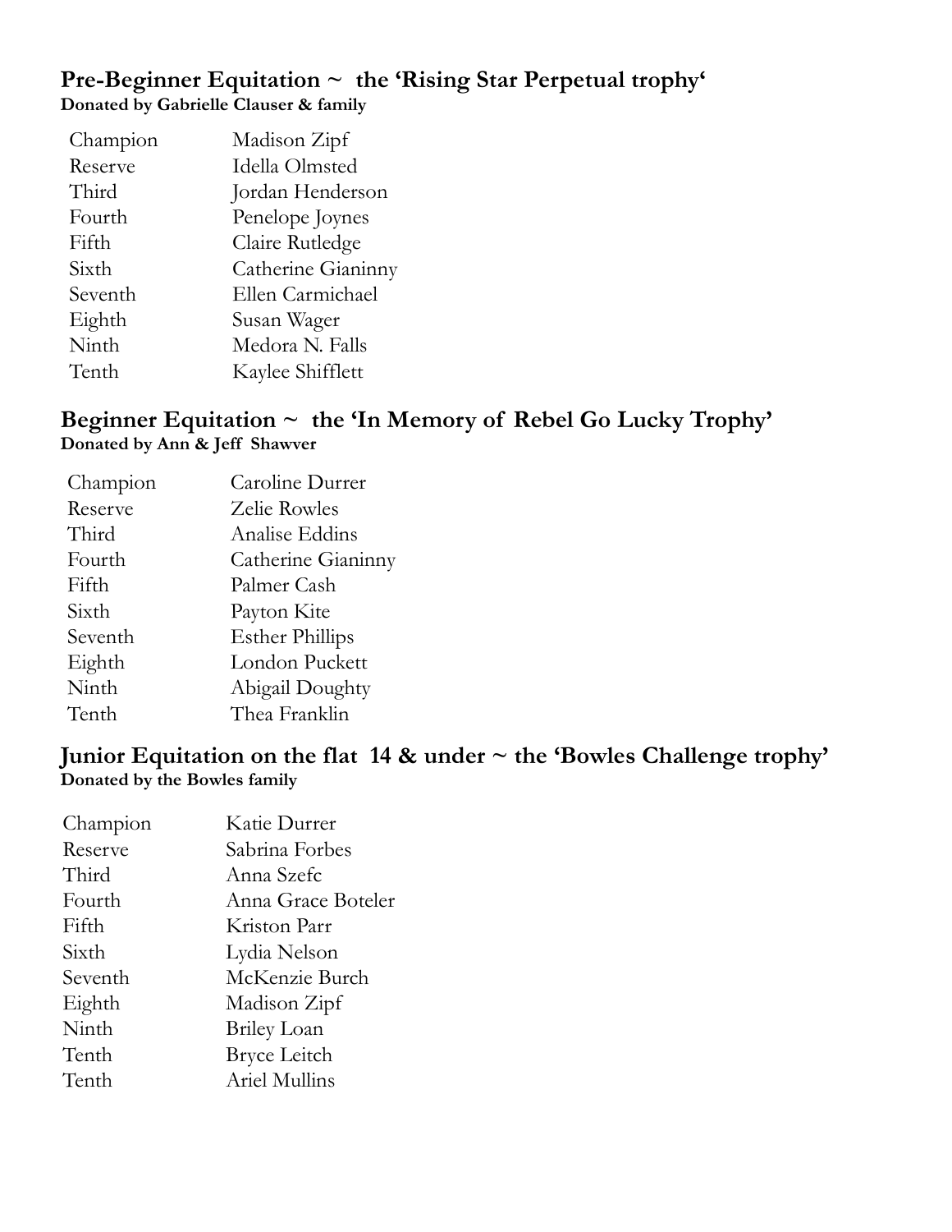### Pre-Beginner Equitation ~ the 'Rising Star Perpetual trophy'

**Donated by Gabrielle Clauser & family**

| | |
|---|---|
| Champion | Madison Zipf |
| Reserve | Idella Olmsted |
| Third | Jordan Henderson |
| Fourth | Penelope Joynes |
| Fifth | Claire Rutledge |
| Sixth | Catherine Gianinny |
| Seventh | Ellen Carmichael |
| Eighth | Susan Wager |
| Ninth | Medora N. Falls |
| Tenth | Kaylee Shifflett |

### Beginner Equitation ~ the 'In Memory of Rebel Go Lucky Trophy'

**Donated by Ann & Jeff Shawver**

| | |
|---|---|
| Champion | Caroline Durrer |
| Reserve | Zelie Rowles |
| Third | Analise Eddins |
| Fourth | Catherine Gianinny |
| Fifth | Palmer Cash |
| Sixth | Payton Kite |
| Seventh | Esther Phillips |
| Eighth | London Puckett |
| Ninth | Abigail Doughty |
| Tenth | Thea Franklin |

### Junior Equitation on the flat 14 & under ~ the 'Bowles Challenge trophy'

**Donated by the Bowles family**

| | |
|---|---|
| Champion | Katie Durrer |
| Reserve | Sabrina Forbes |
| Third | Anna Szefc |
| Fourth | Anna Grace Boteler |
| Fifth | Kriston Parr |
| Sixth | Lydia Nelson |
| Seventh | McKenzie Burch |
| Eighth | Madison Zipf |
| Ninth | Briley Loan |
| Tenth | Bryce Leitch |
| Tenth | Ariel Mullins |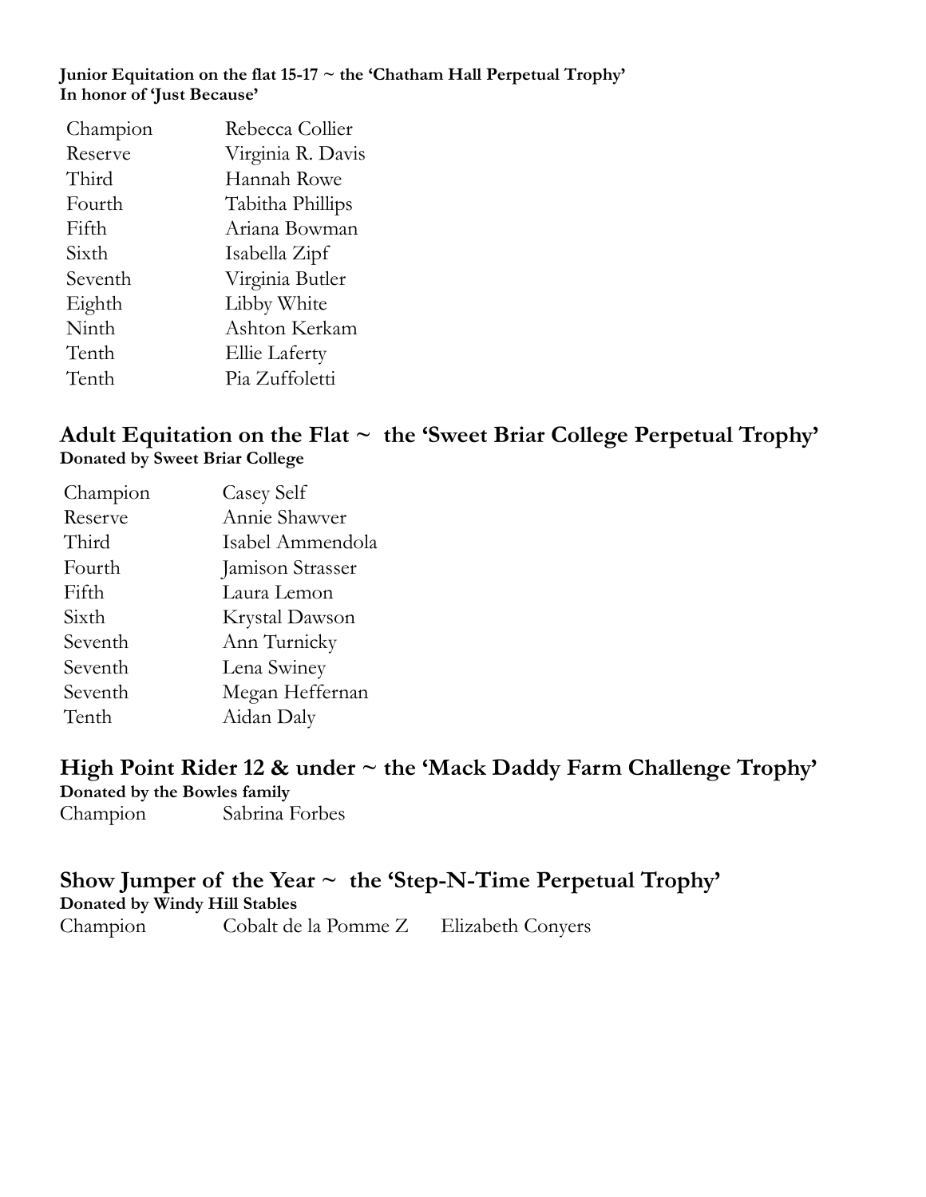**Junior Equitation on the flat 15-17 ~ the 'Chatham Hall Perpetual Trophy'**
**In honor of 'Just Because'**

| | |
|---|---|
| Champion | Rebecca Collier |
| Reserve | Virginia R. Davis |
| Third | Hannah Rowe |
| Fourth | Tabitha Phillips |
| Fifth | Ariana Bowman |
| Sixth | Isabella Zipf |
| Seventh | Virginia Butler |
| Eighth | Libby White |
| Ninth | Ashton Kerkam |
| Tenth | Ellie Laferty |
| Tenth | Pia Zuffoletti |

## Adult Equitation on the Flat ~ the 'Sweet Briar College Perpetual Trophy'

**Donated by Sweet Briar College**

| | |
|---|---|
| Champion | Casey Self |
| Reserve | Annie Shawver |
| Third | Isabel Ammendola |
| Fourth | Jamison Strasser |
| Fifth | Laura Lemon |
| Sixth | Krystal Dawson |
| Seventh | Ann Turnicky |
| Seventh | Lena Swiney |
| Seventh | Megan Heffernan |
| Tenth | Aidan Daly |

## High Point Rider 12 & under ~ the 'Mack Daddy Farm Challenge Trophy'

**Donated by the Bowles family**

Champion Sabrina Forbes

## Show Jumper of the Year ~ the 'Step-N-Time Perpetual Trophy'

**Donated by Windy Hill Stables**

Champion Cobalt de la Pomme Z Elizabeth Conyers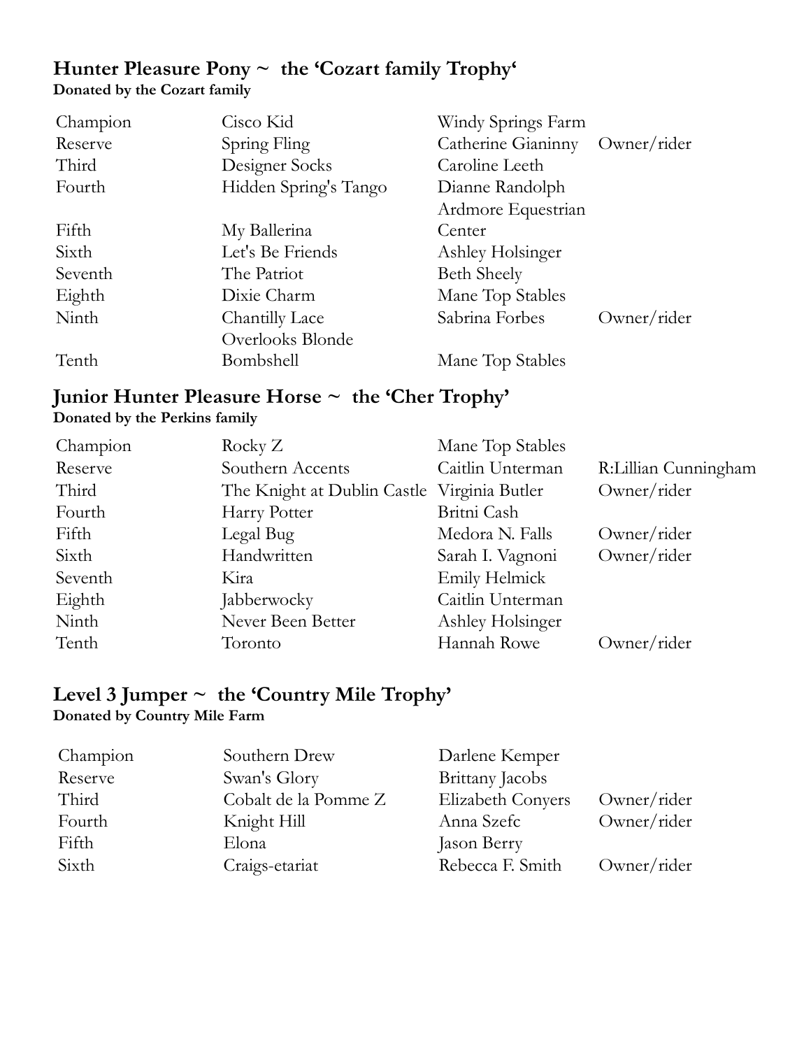## Hunter Pleasure Pony ~ the 'Cozart family Trophy'

**Donated by the Cozart family**

| | | | |
|---|---|---|---|
| Champion | Cisco Kid | Windy Springs Farm | |
| Reserve | Spring Fling | Catherine Gianinny | Owner/rider |
| Third | Designer Socks | Caroline Leeth | |
| Fourth | Hidden Spring's Tango | Dianne Randolph | |
| Fifth | My Ballerina | Ardmore Equestrian Center | |
| Sixth | Let's Be Friends | Ashley Holsinger | |
| Seventh | The Patriot | Beth Sheely | |
| Eighth | Dixie Charm | Mane Top Stables | |
| Ninth | Chantilly Lace | Sabrina Forbes | Owner/rider |
| Tenth | Overlooks Blonde Bombshell | Mane Top Stables | |

## Junior Hunter Pleasure Horse ~ the 'Cher Trophy'

**Donated by the Perkins family**

| | | | |
|---|---|---|---|
| Champion | Rocky Z | Mane Top Stables | |
| Reserve | Southern Accents | Caitlin Unterman | R:Lillian Cunningham |
| Third | The Knight at Dublin Castle | Virginia Butler | Owner/rider |
| Fourth | Harry Potter | Britni Cash | |
| Fifth | Legal Bug | Medora N. Falls | Owner/rider |
| Sixth | Handwritten | Sarah I. Vagnoni | Owner/rider |
| Seventh | Kira | Emily Helmick | |
| Eighth | Jabberwocky | Caitlin Unterman | |
| Ninth | Never Been Better | Ashley Holsinger | |
| Tenth | Toronto | Hannah Rowe | Owner/rider |

## Level 3 Jumper ~ the 'Country Mile Trophy'

**Donated by Country Mile Farm**

| | | | |
|---|---|---|---|
| Champion | Southern Drew | Darlene Kemper | |
| Reserve | Swan's Glory | Brittany Jacobs | |
| Third | Cobalt de la Pomme Z | Elizabeth Conyers | Owner/rider |
| Fourth | Knight Hill | Anna Szefc | Owner/rider |
| Fifth | Elona | Jason Berry | |
| Sixth | Craigs-etariat | Rebecca F. Smith | Owner/rider |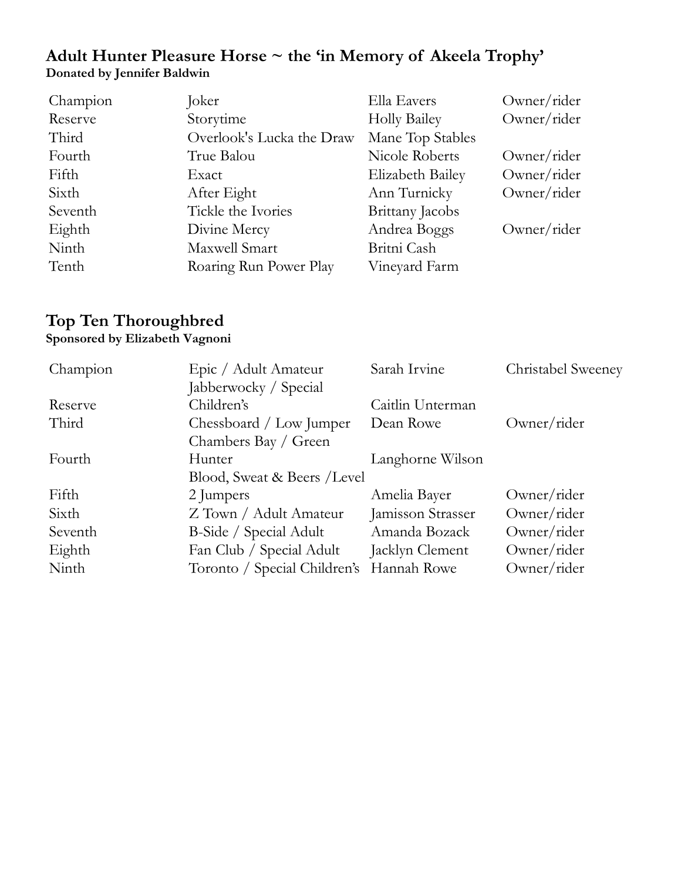### Adult Hunter Pleasure Horse ~ the 'in Memory of Akeela Trophy'
**Donated by Jennifer Baldwin**

| | | | |
|---|---|---|---|
| Champion | Joker | Ella Eavers | Owner/rider |
| Reserve | Storytime | Holly Bailey | Owner/rider |
| Third | Overlook's Lucka the Draw | Mane Top Stables | |
| Fourth | True Balou | Nicole Roberts | Owner/rider |
| Fifth | Exact | Elizabeth Bailey | Owner/rider |
| Sixth | After Eight | Ann Turnicky | Owner/rider |
| Seventh | Tickle the Ivories | Brittany Jacobs | |
| Eighth | Divine Mercy | Andrea Boggs | Owner/rider |
| Ninth | Maxwell Smart | Britni Cash | |
| Tenth | Roaring Run Power Play | Vineyard Farm | |

### Top Ten Thoroughbred
**Sponsored by Elizabeth Vagnoni**

| | | | |
|---|---|---|---|
| Champion | Epic / Adult Amateur | Sarah Irvine | Christabel Sweeney |
| Reserve | Jabberwocky / Special Children's | Caitlin Unterman | |
| Third | Chessboard / Low Jumper | Dean Rowe | Owner/rider |
| Fourth | Chambers Bay / Green Hunter | Langhorne Wilson | |
| Fifth | Blood, Sweat & Beers /Level 2 Jumpers | Amelia Bayer | Owner/rider |
| Sixth | Z Town / Adult Amateur | Jamisson Strasser | Owner/rider |
| Seventh | B-Side / Special Adult | Amanda Bozack | Owner/rider |
| Eighth | Fan Club / Special Adult | Jacklyn Clement | Owner/rider |
| Ninth | Toronto / Special Children's | Hannah Rowe | Owner/rider |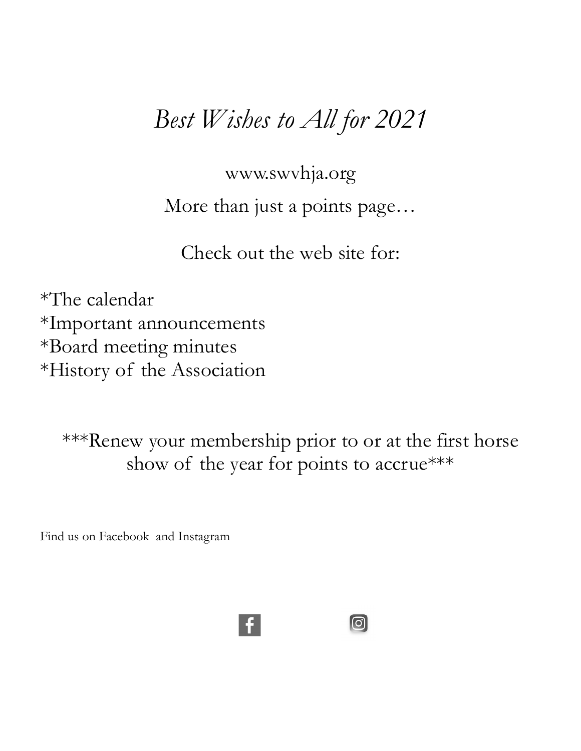# *Best Wishes to All for 2021*

www.swvhja.org

More than just a points page…

Check out the web site for:

*The calendar
*Important announcements
*Board meeting minutes
*History of the Association

***Renew your membership prior to or at the first horse show of the year for points to accrue***

Find us on Facebook and Instagram